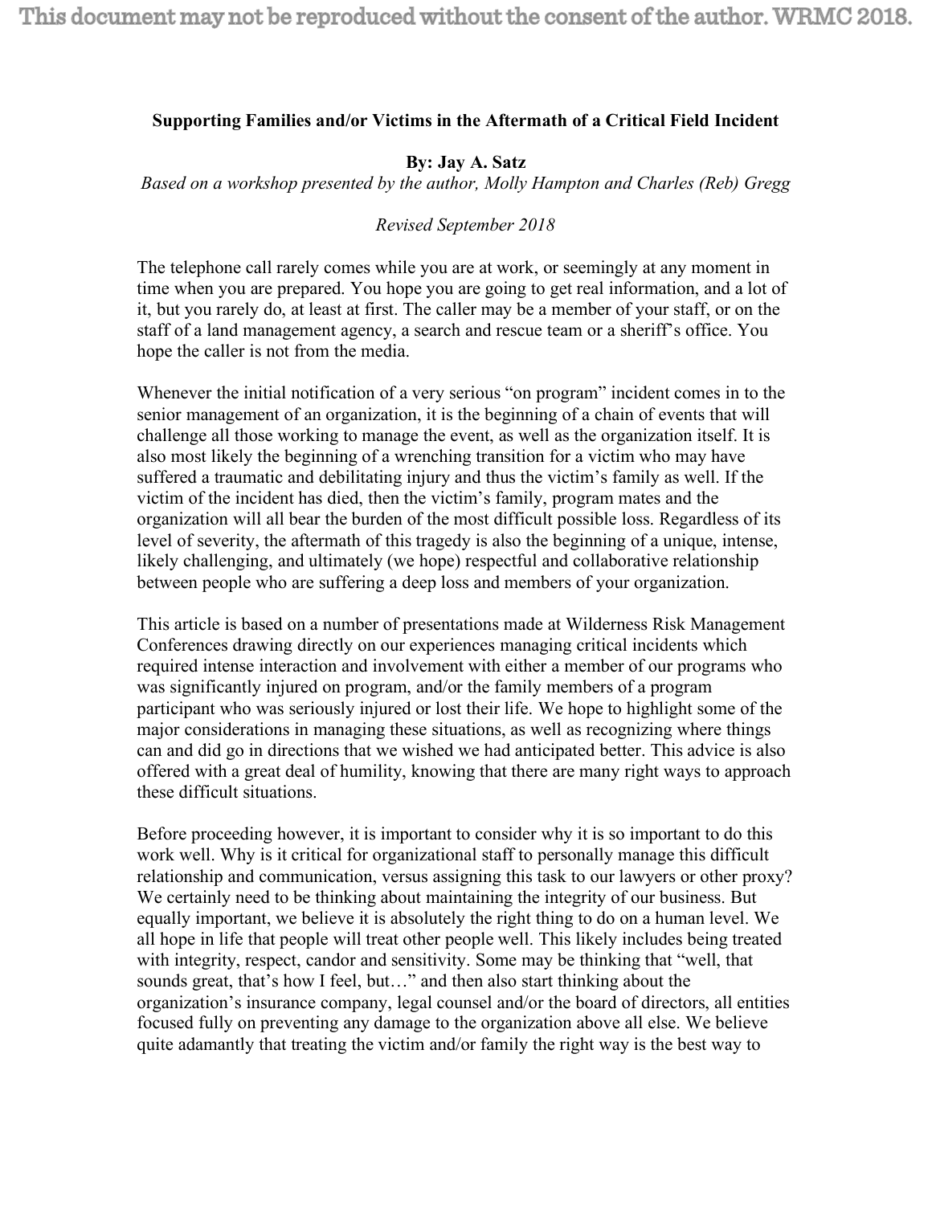**Supporting Families and/or Victims in the Aftermath of a Critical Field Incident**

**By: Jay A. Satz**

*Based on a workshop presented by the author, Molly Hampton and Charles (Reb) Gregg*

*Revised September 2018*

The telephone call rarely comes while you are at work, or seemingly at any moment in time when you are prepared. You hope you are going to get real information, and a lot of it, but you rarely do, at least at first. The caller may be a member of your staff, or on the staff of a land management agency, a search and rescue team or a sheriff's office. You hope the caller is not from the media.

Whenever the initial notification of a very serious "on program" incident comes in to the senior management of an organization, it is the beginning of a chain of events that will challenge all those working to manage the event, as well as the organization itself. It is also most likely the beginning of a wrenching transition for a victim who may have suffered a traumatic and debilitating injury and thus the victim's family as well. If the victim of the incident has died, then the victim's family, program mates and the organization will all bear the burden of the most difficult possible loss. Regardless of its level of severity, the aftermath of this tragedy is also the beginning of a unique, intense, likely challenging, and ultimately (we hope) respectful and collaborative relationship between people who are suffering a deep loss and members of your organization.

This article is based on a number of presentations made at Wilderness Risk Management Conferences drawing directly on our experiences managing critical incidents which required intense interaction and involvement with either a member of our programs who was significantly injured on program, and/or the family members of a program participant who was seriously injured or lost their life. We hope to highlight some of the major considerations in managing these situations, as well as recognizing where things can and did go in directions that we wished we had anticipated better. This advice is also offered with a great deal of humility, knowing that there are many right ways to approach these difficult situations.

Before proceeding however, it is important to consider why it is so important to do this work well. Why is it critical for organizational staff to personally manage this difficult relationship and communication, versus assigning this task to our lawyers or other proxy? We certainly need to be thinking about maintaining the integrity of our business. But equally important, we believe it is absolutely the right thing to do on a human level. We all hope in life that people will treat other people well. This likely includes being treated with integrity, respect, candor and sensitivity. Some may be thinking that "well, that sounds great, that's how I feel, but…" and then also start thinking about the organization's insurance company, legal counsel and/or the board of directors, all entities focused fully on preventing any damage to the organization above all else. We believe quite adamantly that treating the victim and/or family the right way is the best way to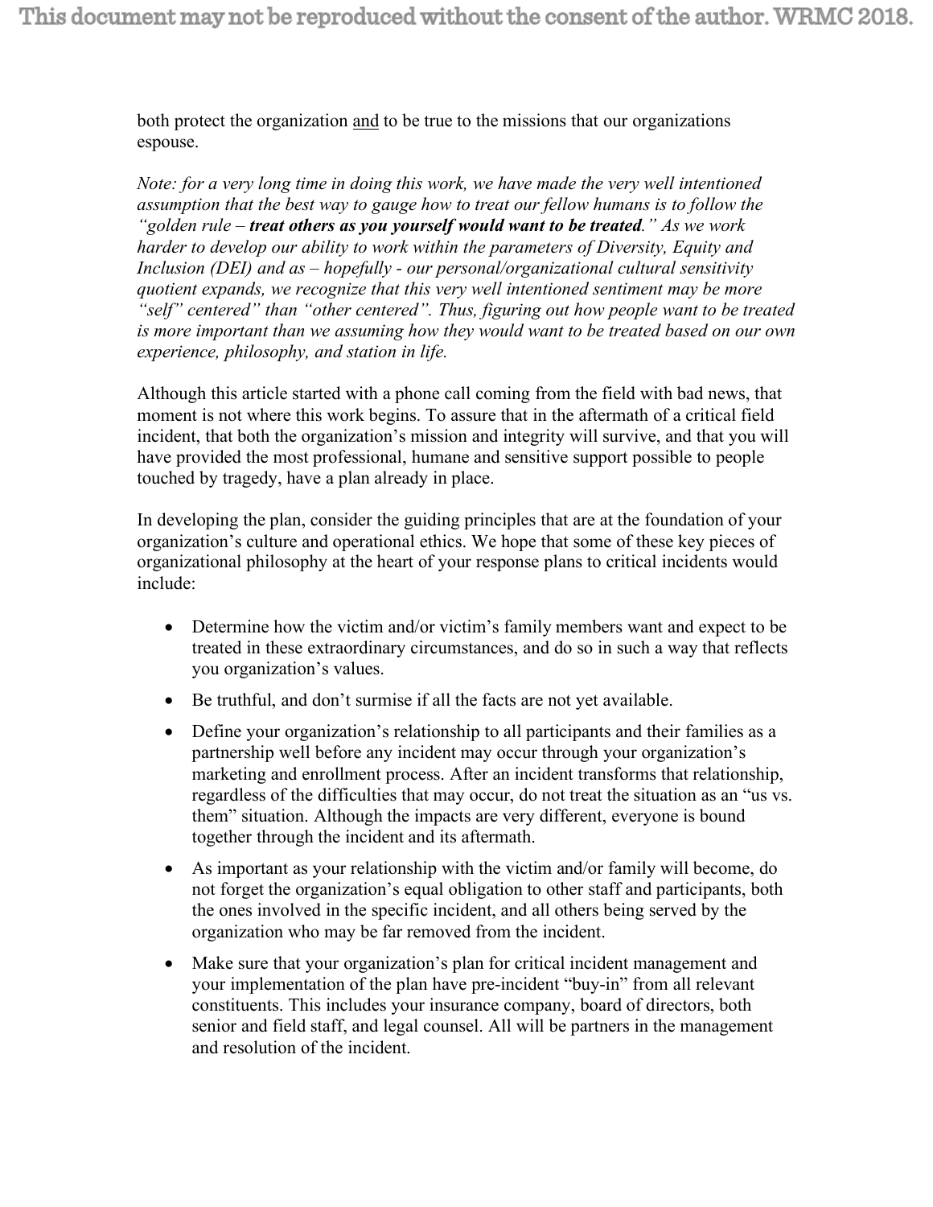both protect the organization <u>and</u> to be true to the missions that our organizations espouse.

*Note: for a very long time in doing this work, we have made the very well intentioned assumption that the best way to gauge how to treat our fellow humans is to follow the "golden rule – **treat others as you yourself would want to be treated**." As we work harder to develop our ability to work within the parameters of Diversity, Equity and Inclusion (DEI) and as – hopefully - our personal/organizational cultural sensitivity quotient expands, we recognize that this very well intentioned sentiment may be more "self" centered" than "other centered". Thus, figuring out how people want to be treated is more important than we assuming how they would want to be treated based on our own experience, philosophy, and station in life.*

Although this article started with a phone call coming from the field with bad news, that moment is not where this work begins. To assure that in the aftermath of a critical field incident, that both the organization's mission and integrity will survive, and that you will have provided the most professional, humane and sensitive support possible to people touched by tragedy, have a plan already in place.

In developing the plan, consider the guiding principles that are at the foundation of your organization's culture and operational ethics. We hope that some of these key pieces of organizational philosophy at the heart of your response plans to critical incidents would include:

- Determine how the victim and/or victim's family members want and expect to be treated in these extraordinary circumstances, and do so in such a way that reflects you organization's values.
- Be truthful, and don't surmise if all the facts are not yet available.
- Define your organization's relationship to all participants and their families as a partnership well before any incident may occur through your organization's marketing and enrollment process. After an incident transforms that relationship, regardless of the difficulties that may occur, do not treat the situation as an "us vs. them" situation. Although the impacts are very different, everyone is bound together through the incident and its aftermath.
- As important as your relationship with the victim and/or family will become, do not forget the organization's equal obligation to other staff and participants, both the ones involved in the specific incident, and all others being served by the organization who may be far removed from the incident.
- Make sure that your organization's plan for critical incident management and your implementation of the plan have pre-incident "buy-in" from all relevant constituents. This includes your insurance company, board of directors, both senior and field staff, and legal counsel. All will be partners in the management and resolution of the incident.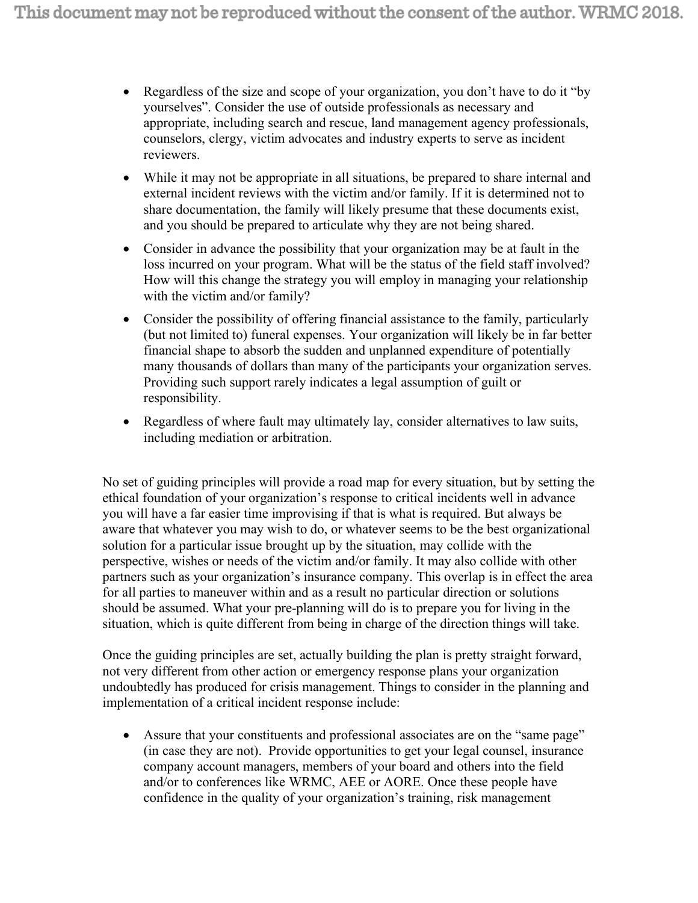- Regardless of the size and scope of your organization, you don't have to do it "by yourselves". Consider the use of outside professionals as necessary and appropriate, including search and rescue, land management agency professionals, counselors, clergy, victim advocates and industry experts to serve as incident reviewers.
- While it may not be appropriate in all situations, be prepared to share internal and external incident reviews with the victim and/or family. If it is determined not to share documentation, the family will likely presume that these documents exist, and you should be prepared to articulate why they are not being shared.
- Consider in advance the possibility that your organization may be at fault in the loss incurred on your program. What will be the status of the field staff involved? How will this change the strategy you will employ in managing your relationship with the victim and/or family?
- Consider the possibility of offering financial assistance to the family, particularly (but not limited to) funeral expenses. Your organization will likely be in far better financial shape to absorb the sudden and unplanned expenditure of potentially many thousands of dollars than many of the participants your organization serves. Providing such support rarely indicates a legal assumption of guilt or responsibility.
- Regardless of where fault may ultimately lay, consider alternatives to law suits, including mediation or arbitration.

No set of guiding principles will provide a road map for every situation, but by setting the ethical foundation of your organization's response to critical incidents well in advance you will have a far easier time improvising if that is what is required. But always be aware that whatever you may wish to do, or whatever seems to be the best organizational solution for a particular issue brought up by the situation, may collide with the perspective, wishes or needs of the victim and/or family. It may also collide with other partners such as your organization's insurance company. This overlap is in effect the area for all parties to maneuver within and as a result no particular direction or solutions should be assumed. What your pre-planning will do is to prepare you for living in the situation, which is quite different from being in charge of the direction things will take.

Once the guiding principles are set, actually building the plan is pretty straight forward, not very different from other action or emergency response plans your organization undoubtedly has produced for crisis management. Things to consider in the planning and implementation of a critical incident response include:

- Assure that your constituents and professional associates are on the "same page" (in case they are not). Provide opportunities to get your legal counsel, insurance company account managers, members of your board and others into the field and/or to conferences like WRMC, AEE or AORE. Once these people have confidence in the quality of your organization's training, risk management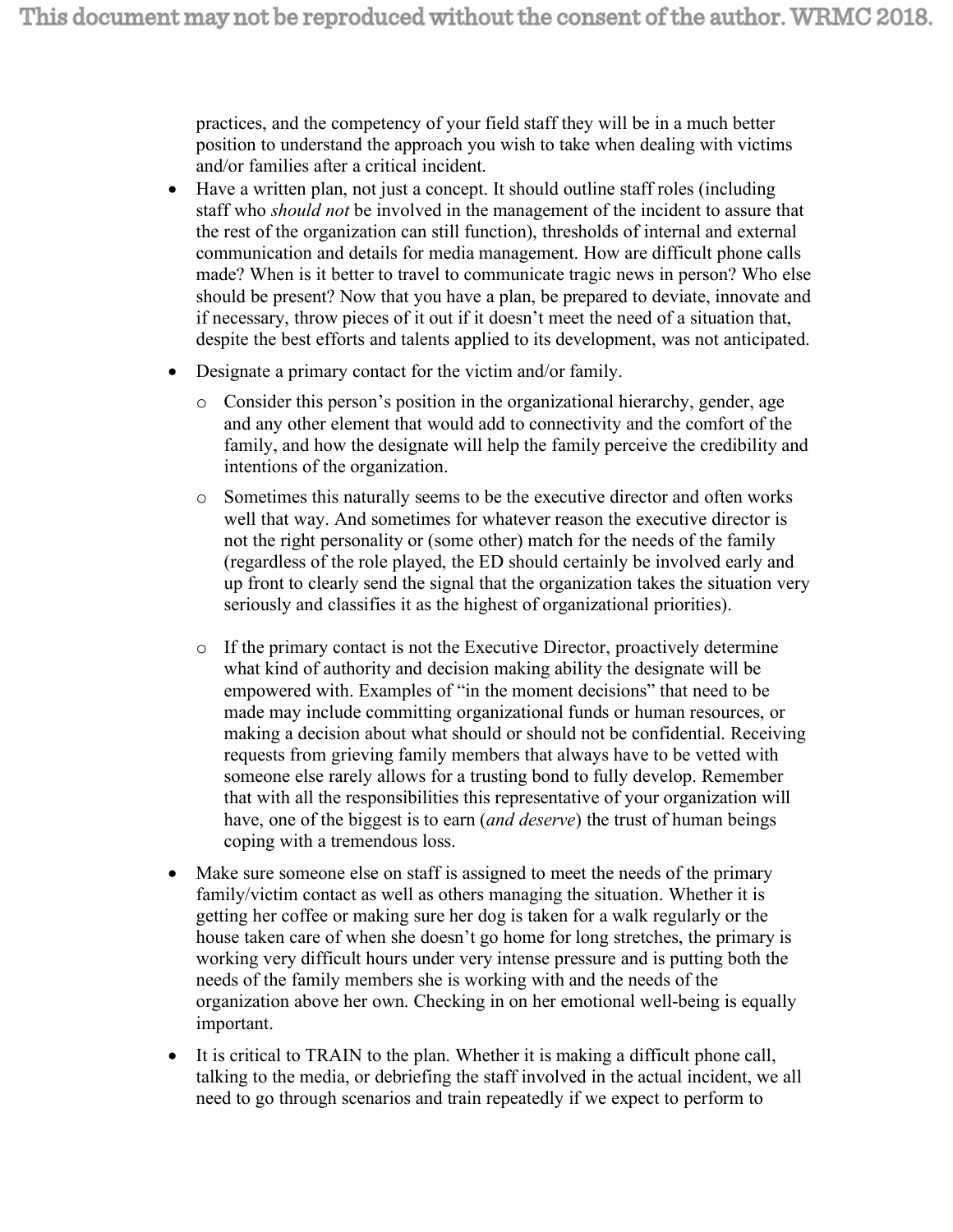practices, and the competency of your field staff they will be in a much better position to understand the approach you wish to take when dealing with victims and/or families after a critical incident.

- Have a written plan, not just a concept. It should outline staff roles (including staff who *should not* be involved in the management of the incident to assure that the rest of the organization can still function), thresholds of internal and external communication and details for media management. How are difficult phone calls made? When is it better to travel to communicate tragic news in person? Who else should be present? Now that you have a plan, be prepared to deviate, innovate and if necessary, throw pieces of it out if it doesn't meet the need of a situation that, despite the best efforts and talents applied to its development, was not anticipated.
- Designate a primary contact for the victim and/or family.
  - Consider this person's position in the organizational hierarchy, gender, age and any other element that would add to connectivity and the comfort of the family, and how the designate will help the family perceive the credibility and intentions of the organization.
  - Sometimes this naturally seems to be the executive director and often works well that way. And sometimes for whatever reason the executive director is not the right personality or (some other) match for the needs of the family (regardless of the role played, the ED should certainly be involved early and up front to clearly send the signal that the organization takes the situation very seriously and classifies it as the highest of organizational priorities).
  - If the primary contact is not the Executive Director, proactively determine what kind of authority and decision making ability the designate will be empowered with. Examples of "in the moment decisions" that need to be made may include committing organizational funds or human resources, or making a decision about what should or should not be confidential. Receiving requests from grieving family members that always have to be vetted with someone else rarely allows for a trusting bond to fully develop. Remember that with all the responsibilities this representative of your organization will have, one of the biggest is to earn (*and deserve*) the trust of human beings coping with a tremendous loss.
- Make sure someone else on staff is assigned to meet the needs of the primary family/victim contact as well as others managing the situation. Whether it is getting her coffee or making sure her dog is taken for a walk regularly or the house taken care of when she doesn't go home for long stretches, the primary is working very difficult hours under very intense pressure and is putting both the needs of the family members she is working with and the needs of the organization above her own. Checking in on her emotional well-being is equally important.
- It is critical to TRAIN to the plan. Whether it is making a difficult phone call, talking to the media, or debriefing the staff involved in the actual incident, we all need to go through scenarios and train repeatedly if we expect to perform to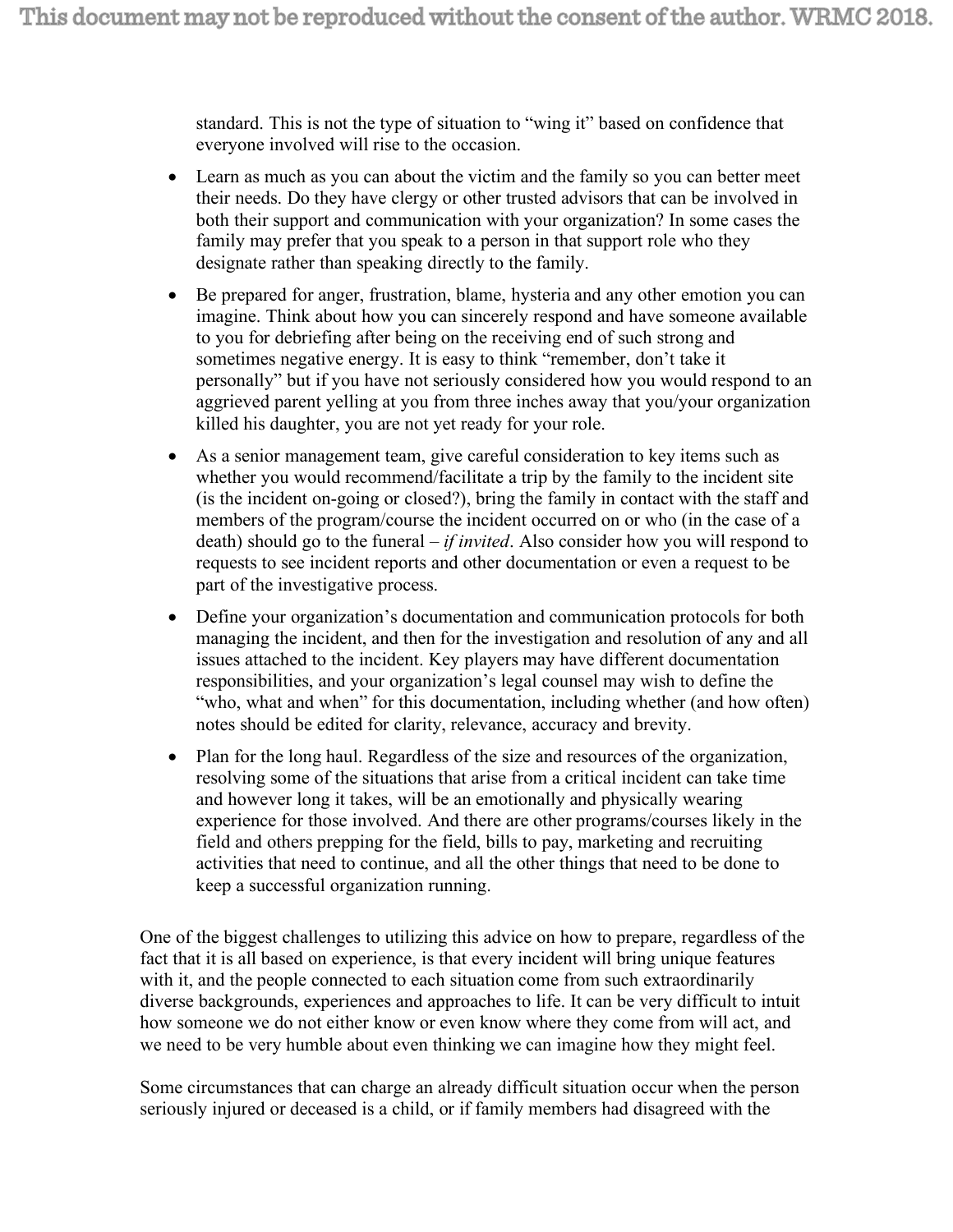standard. This is not the type of situation to "wing it" based on confidence that everyone involved will rise to the occasion.

- Learn as much as you can about the victim and the family so you can better meet their needs. Do they have clergy or other trusted advisors that can be involved in both their support and communication with your organization? In some cases the family may prefer that you speak to a person in that support role who they designate rather than speaking directly to the family.
- Be prepared for anger, frustration, blame, hysteria and any other emotion you can imagine. Think about how you can sincerely respond and have someone available to you for debriefing after being on the receiving end of such strong and sometimes negative energy. It is easy to think "remember, don't take it personally" but if you have not seriously considered how you would respond to an aggrieved parent yelling at you from three inches away that you/your organization killed his daughter, you are not yet ready for your role.
- As a senior management team, give careful consideration to key items such as whether you would recommend/facilitate a trip by the family to the incident site (is the incident on-going or closed?), bring the family in contact with the staff and members of the program/course the incident occurred on or who (in the case of a death) should go to the funeral – *if invited*. Also consider how you will respond to requests to see incident reports and other documentation or even a request to be part of the investigative process.
- Define your organization's documentation and communication protocols for both managing the incident, and then for the investigation and resolution of any and all issues attached to the incident. Key players may have different documentation responsibilities, and your organization's legal counsel may wish to define the "who, what and when" for this documentation, including whether (and how often) notes should be edited for clarity, relevance, accuracy and brevity.
- Plan for the long haul. Regardless of the size and resources of the organization, resolving some of the situations that arise from a critical incident can take time and however long it takes, will be an emotionally and physically wearing experience for those involved. And there are other programs/courses likely in the field and others prepping for the field, bills to pay, marketing and recruiting activities that need to continue, and all the other things that need to be done to keep a successful organization running.

One of the biggest challenges to utilizing this advice on how to prepare, regardless of the fact that it is all based on experience, is that every incident will bring unique features with it, and the people connected to each situation come from such extraordinarily diverse backgrounds, experiences and approaches to life. It can be very difficult to intuit how someone we do not either know or even know where they come from will act, and we need to be very humble about even thinking we can imagine how they might feel.

Some circumstances that can charge an already difficult situation occur when the person seriously injured or deceased is a child, or if family members had disagreed with the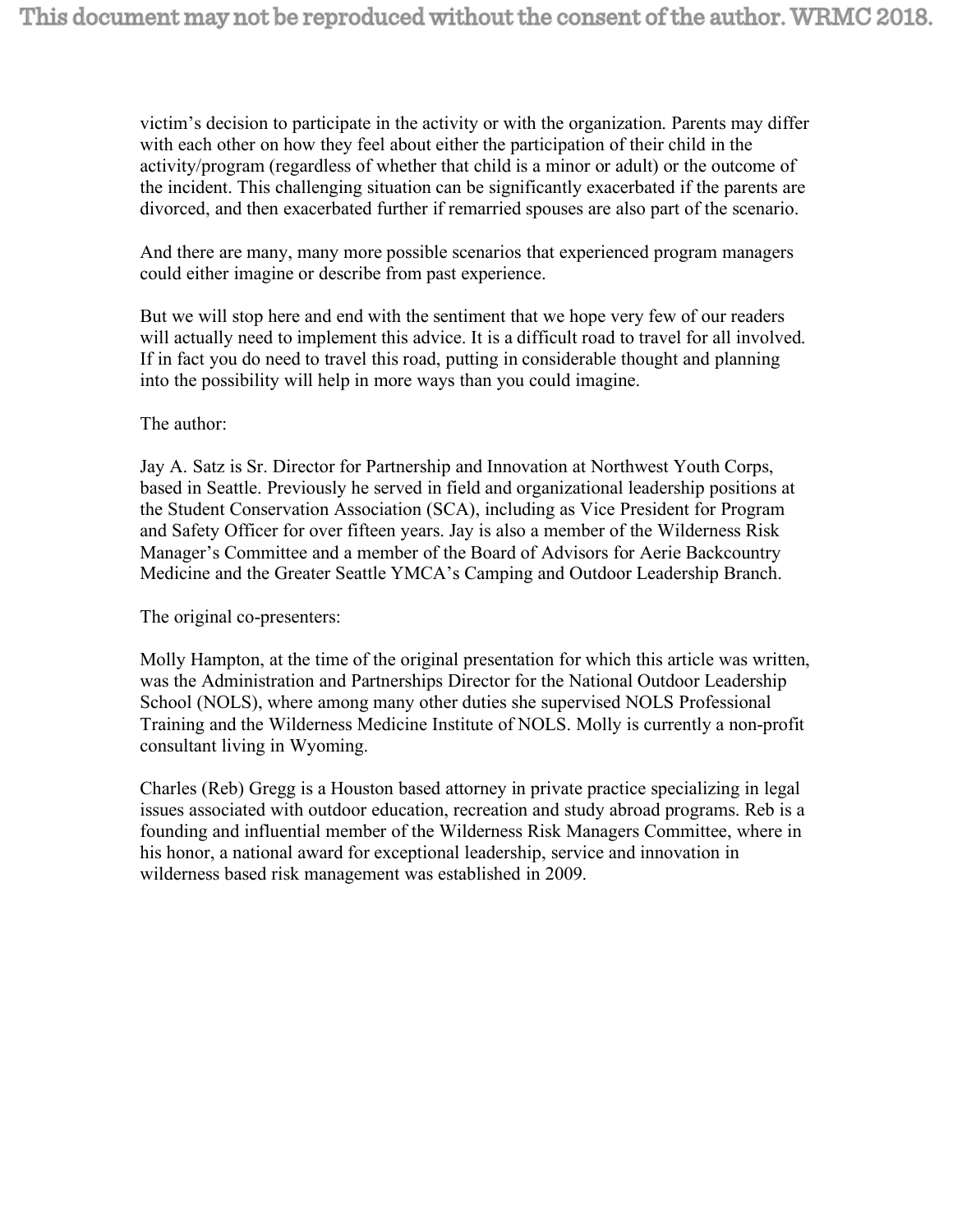victim's decision to participate in the activity or with the organization. Parents may differ with each other on how they feel about either the participation of their child in the activity/program (regardless of whether that child is a minor or adult) or the outcome of the incident. This challenging situation can be significantly exacerbated if the parents are divorced, and then exacerbated further if remarried spouses are also part of the scenario.

And there are many, many more possible scenarios that experienced program managers could either imagine or describe from past experience.

But we will stop here and end with the sentiment that we hope very few of our readers will actually need to implement this advice. It is a difficult road to travel for all involved. If in fact you do need to travel this road, putting in considerable thought and planning into the possibility will help in more ways than you could imagine.

The author:

Jay A. Satz is Sr. Director for Partnership and Innovation at Northwest Youth Corps, based in Seattle. Previously he served in field and organizational leadership positions at the Student Conservation Association (SCA), including as Vice President for Program and Safety Officer for over fifteen years. Jay is also a member of the Wilderness Risk Manager's Committee and a member of the Board of Advisors for Aerie Backcountry Medicine and the Greater Seattle YMCA's Camping and Outdoor Leadership Branch.

The original co-presenters:

Molly Hampton, at the time of the original presentation for which this article was written, was the Administration and Partnerships Director for the National Outdoor Leadership School (NOLS), where among many other duties she supervised NOLS Professional Training and the Wilderness Medicine Institute of NOLS. Molly is currently a non-profit consultant living in Wyoming.

Charles (Reb) Gregg is a Houston based attorney in private practice specializing in legal issues associated with outdoor education, recreation and study abroad programs. Reb is a founding and influential member of the Wilderness Risk Managers Committee, where in his honor, a national award for exceptional leadership, service and innovation in wilderness based risk management was established in 2009.